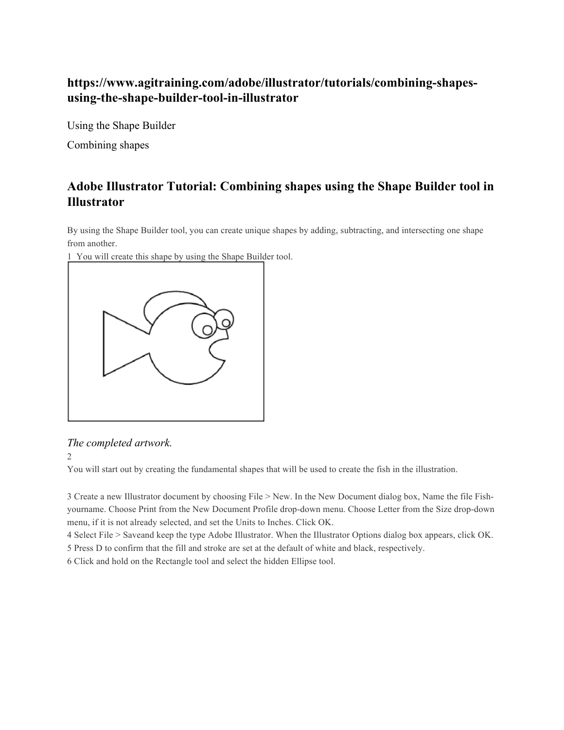**https://www.agitraining.com/adobe/illustrator/tutorials/combining-shapes-using-the-shape-builder-tool-in-illustrator**

Using the Shape Builder

Combining shapes

## Adobe Illustrator Tutorial: Combining shapes using the Shape Builder tool in Illustrator

By using the Shape Builder tool, you can create unique shapes by adding, subtracting, and intersecting one shape from another.

1 You will create this shape by using the Shape Builder tool.

*The completed artwork.*

2

You will start out by creating the fundamental shapes that will be used to create the fish in the illustration.

3 Create a new Illustrator document by choosing File > New. In the New Document dialog box, Name the file Fish-yourname. Choose Print from the New Document Profile drop-down menu. Choose Letter from the Size drop-down menu, if it is not already selected, and set the Units to Inches. Click OK.

4 Select File > Saveand keep the type Adobe Illustrator. When the Illustrator Options dialog box appears, click OK.

5 Press D to confirm that the fill and stroke are set at the default of white and black, respectively.

6 Click and hold on the Rectangle tool and select the hidden Ellipse tool.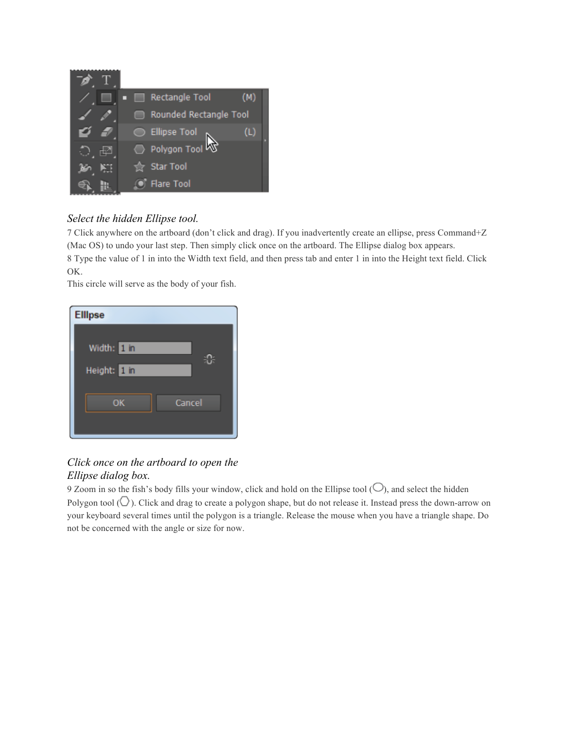*Select the hidden Ellipse tool.*

7 Click anywhere on the artboard (don't click and drag). If you inadvertently create an ellipse, press Command+Z (Mac OS) to undo your last step. Then simply click once on the artboard. The Ellipse dialog box appears.

8 Type the value of 1 in into the Width text field, and then press tab and enter 1 in into the Height text field. Click OK.

This circle will serve as the body of your fish.

*Click once on the artboard to open the Ellipse dialog box.*

9 Zoom in so the fish's body fills your window, click and hold on the Ellipse tool (◯), and select the hidden Polygon tool (⬡). Click and drag to create a polygon shape, but do not release it. Instead press the down-arrow on your keyboard several times until the polygon is a triangle. Release the mouse when you have a triangle shape. Do not be concerned with the angle or size for now.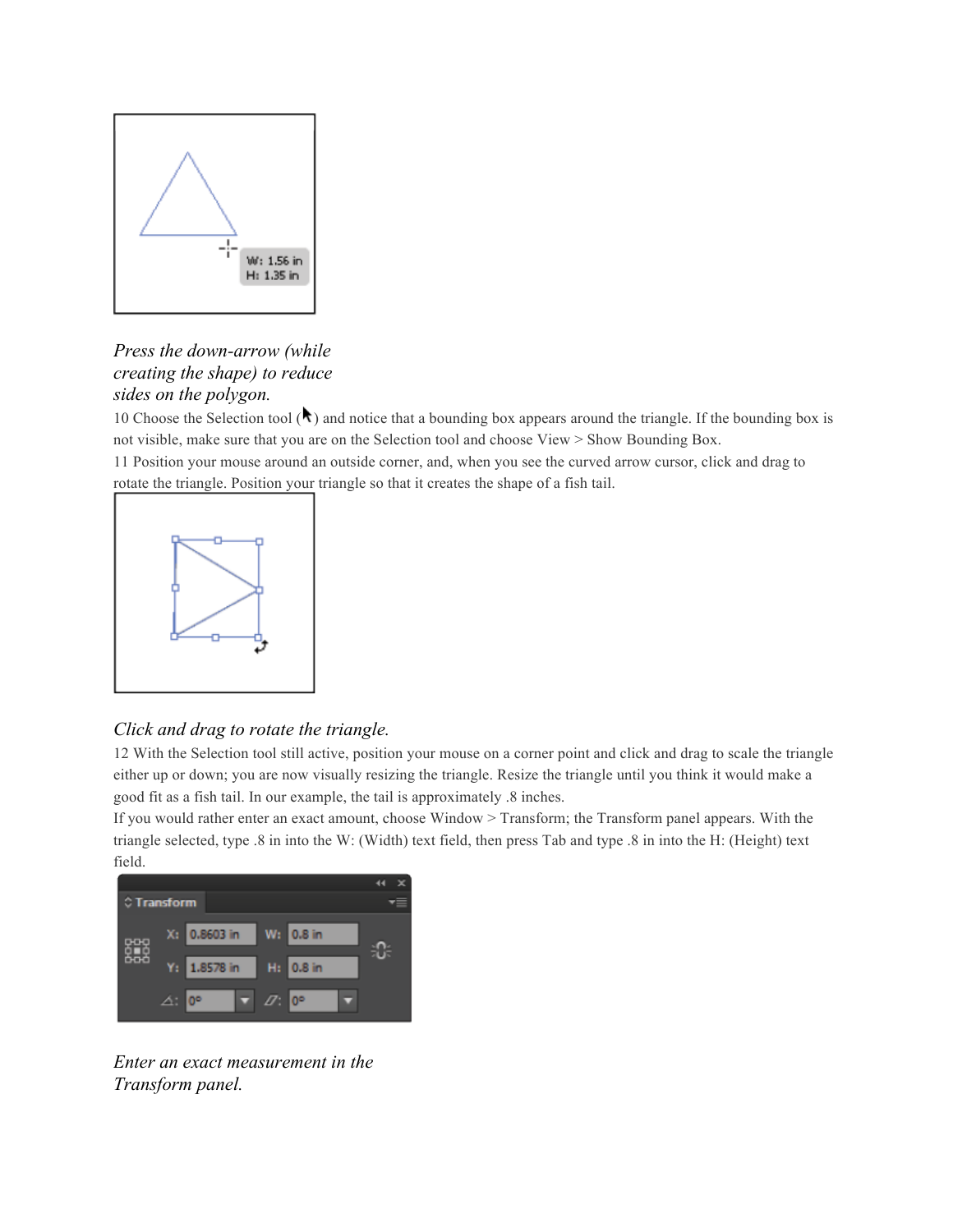*Press the down-arrow (while creating the shape) to reduce sides on the polygon.*

10 Choose the Selection tool ( ) and notice that a bounding box appears around the triangle. If the bounding box is not visible, make sure that you are on the Selection tool and choose View > Show Bounding Box.

11 Position your mouse around an outside corner, and, when you see the curved arrow cursor, click and drag to rotate the triangle. Position your triangle so that it creates the shape of a fish tail.

*Click and drag to rotate the triangle.*

12 With the Selection tool still active, position your mouse on a corner point and click and drag to scale the triangle either up or down; you are now visually resizing the triangle. Resize the triangle until you think it would make a good fit as a fish tail. In our example, the tail is approximately .8 inches.

If you would rather enter an exact amount, choose Window > Transform; the Transform panel appears. With the triangle selected, type .8 in into the W: (Width) text field, then press Tab and type .8 in into the H: (Height) text field.

*Enter an exact measurement in the Transform panel.*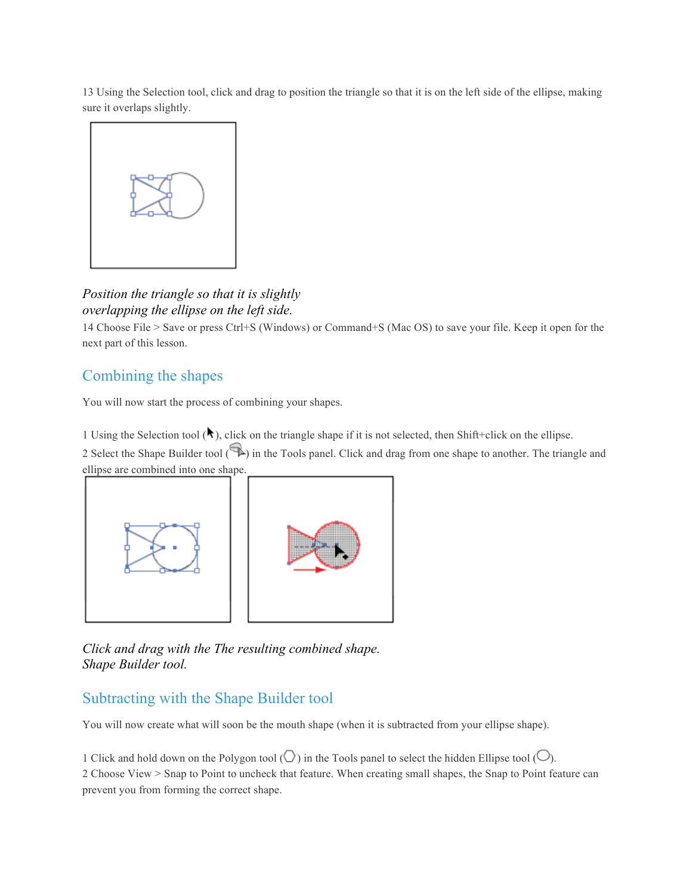13 Using the Selection tool, click and drag to position the triangle so that it is on the left side of the ellipse, making sure it overlaps slightly.

*Position the triangle so that it is slightly overlapping the ellipse on the left side.*

14 Choose File > Save or press Ctrl+S (Windows) or Command+S (Mac OS) to save your file. Keep it open for the next part of this lesson.

## Combining the shapes

You will now start the process of combining your shapes.

1 Using the Selection tool ( ), click on the triangle shape if it is not selected, then Shift+click on the ellipse.

2 Select the Shape Builder tool ( ) in the Tools panel. Click and drag from one shape to another. The triangle and ellipse are combined into one shape.

*Click and drag with the Shape Builder tool.* *The resulting combined shape.*

## Subtracting with the Shape Builder tool

You will now create what will soon be the mouth shape (when it is subtracted from your ellipse shape).

1 Click and hold down on the Polygon tool ( ) in the Tools panel to select the hidden Ellipse tool ( ).

2 Choose View > Snap to Point to uncheck that feature. When creating small shapes, the Snap to Point feature can prevent you from forming the correct shape.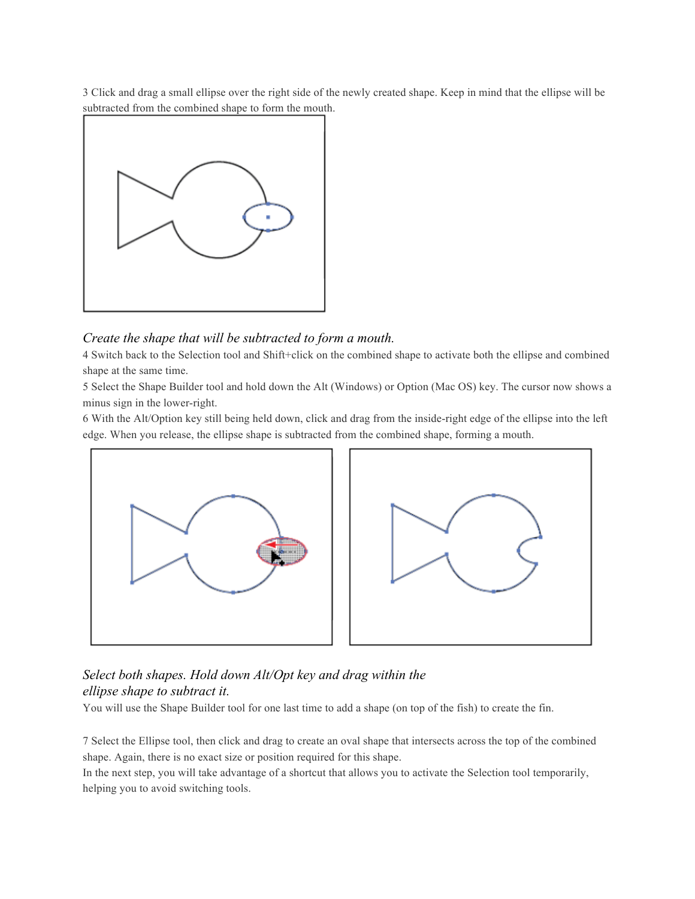3 Click and drag a small ellipse over the right side of the newly created shape. Keep in mind that the ellipse will be subtracted from the combined shape to form the mouth.

*Create the shape that will be subtracted to form a mouth.*

4 Switch back to the Selection tool and Shift+click on the combined shape to activate both the ellipse and combined shape at the same time.

5 Select the Shape Builder tool and hold down the Alt (Windows) or Option (Mac OS) key. The cursor now shows a minus sign in the lower-right.

6 With the Alt/Option key still being held down, click and drag from the inside-right edge of the ellipse into the left edge. When you release, the ellipse shape is subtracted from the combined shape, forming a mouth.

*Select both shapes. Hold down Alt/Opt key and drag within the ellipse shape to subtract it.*

You will use the Shape Builder tool for one last time to add a shape (on top of the fish) to create the fin.

7 Select the Ellipse tool, then click and drag to create an oval shape that intersects across the top of the combined shape. Again, there is no exact size or position required for this shape.

In the next step, you will take advantage of a shortcut that allows you to activate the Selection tool temporarily, helping you to avoid switching tools.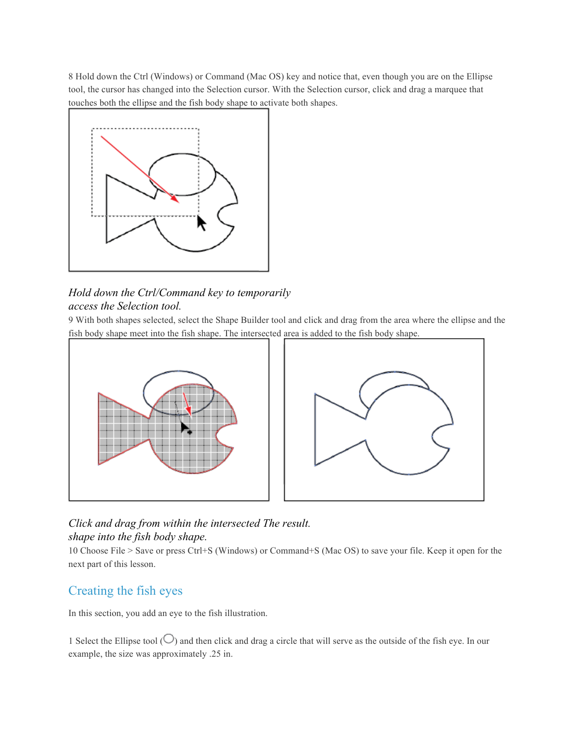8 Hold down the Ctrl (Windows) or Command (Mac OS) key and notice that, even though you are on the Ellipse tool, the cursor has changed into the Selection cursor. With the Selection cursor, click and drag a marquee that touches both the ellipse and the fish body shape to activate both shapes.

*Hold down the Ctrl/Command key to temporarily access the Selection tool.*

9 With both shapes selected, select the Shape Builder tool and click and drag from the area where the ellipse and the fish body shape meet into the fish shape. The intersected area is added to the fish body shape.

*Click and drag from within the intersected shape into the fish body shape.*

*The result.*

10 Choose File > Save or press Ctrl+S (Windows) or Command+S (Mac OS) to save your file. Keep it open for the next part of this lesson.

## Creating the fish eyes

In this section, you add an eye to the fish illustration.

1 Select the Ellipse tool ( ) and then click and drag a circle that will serve as the outside of the fish eye. In our example, the size was approximately .25 in.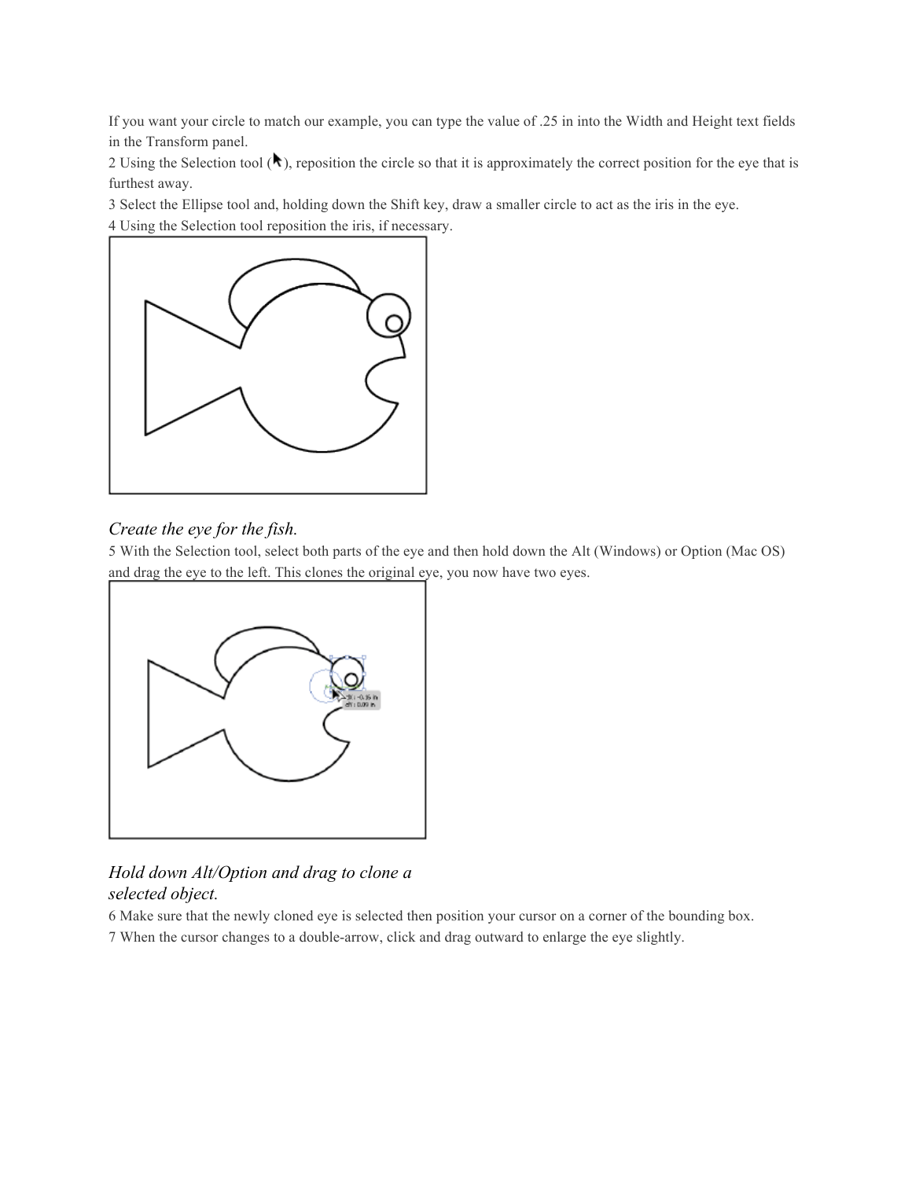If you want your circle to match our example, you can type the value of .25 in into the Width and Height text fields in the Transform panel.

2 Using the Selection tool ( ), reposition the circle so that it is approximately the correct position for the eye that is furthest away.

3 Select the Ellipse tool and, holding down the Shift key, draw a smaller circle to act as the iris in the eye.

4 Using the Selection tool reposition the iris, if necessary.

*Create the eye for the fish.*

5 With the Selection tool, select both parts of the eye and then hold down the Alt (Windows) or Option (Mac OS) and drag the eye to the left. This clones the original eye, you now have two eyes.

*Hold down Alt/Option and drag to clone a selected object.*

6 Make sure that the newly cloned eye is selected then position your cursor on a corner of the bounding box.

7 When the cursor changes to a double-arrow, click and drag outward to enlarge the eye slightly.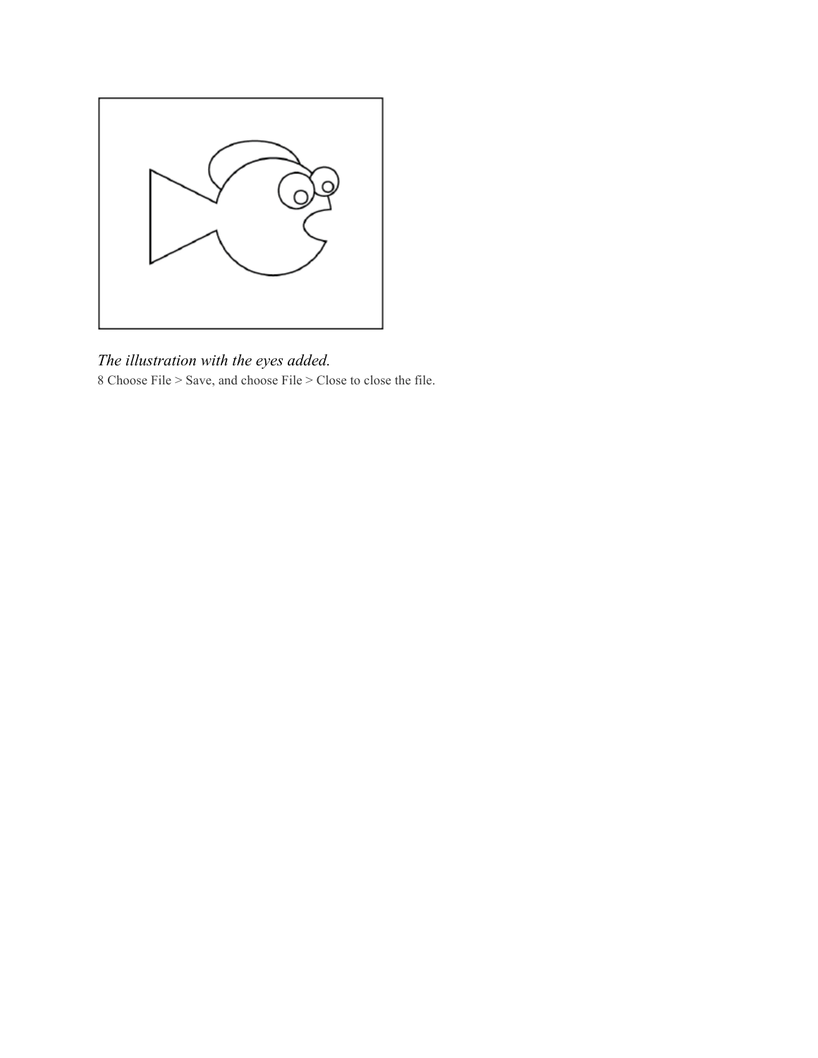*The illustration with the eyes added.*

8 Choose File > Save, and choose File > Close to close the file.